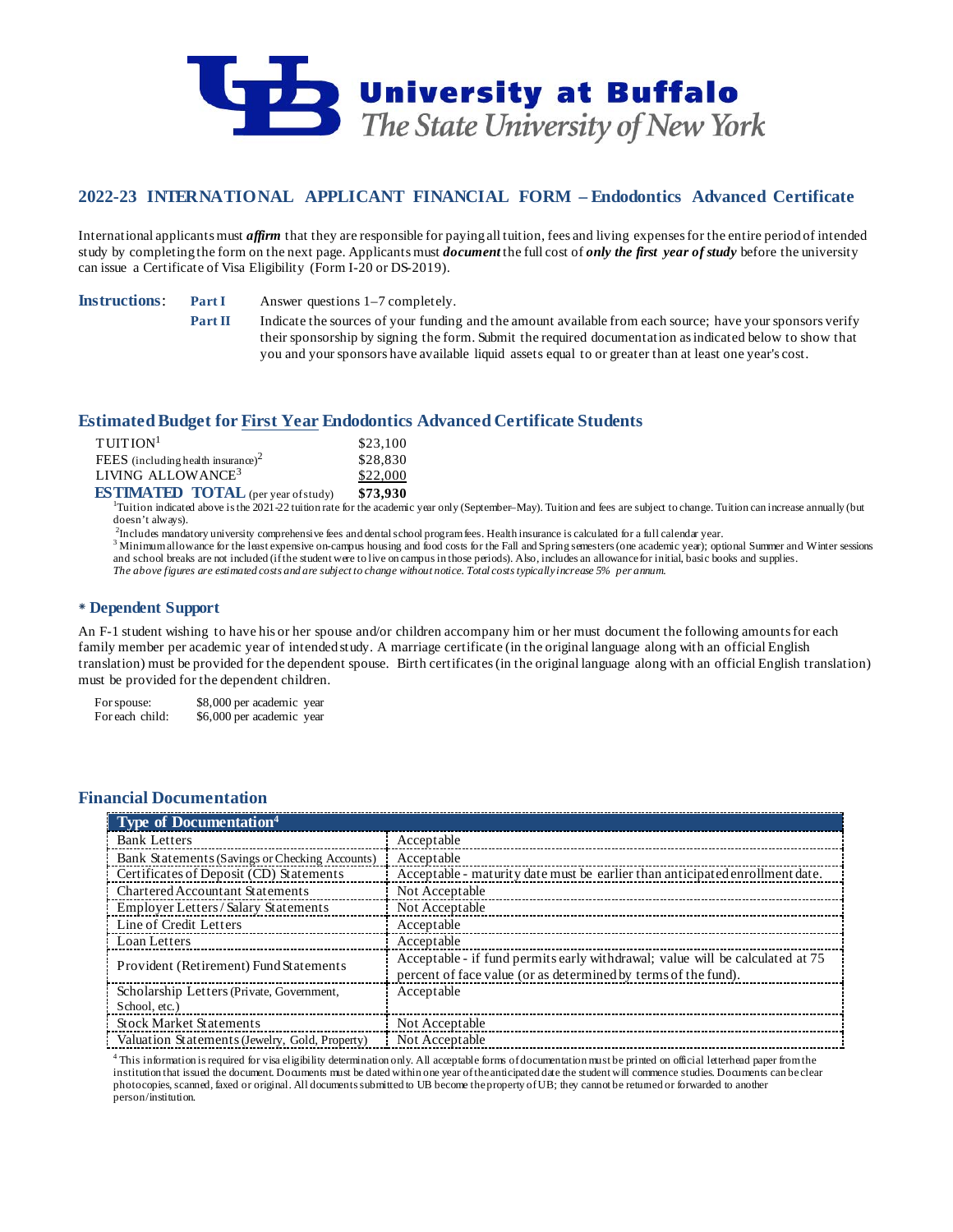**University at Buffalo**
*The State University of New York*

## 2022-23 INTERNATIONAL APPLICANT FINANCIAL FORM – Endodontics Advanced Certificate

International applicants must ***affirm*** that they are responsible for paying all tuition, fees and living expenses for the entire period of intended study by completing the form on the next page. Applicants must ***document*** the full cost of ***only the first year of study*** before the university can issue a Certificate of Visa Eligibility (Form I-20 or DS-2019).

**Instructions**:

**Part I** Answer questions 1–7 completely.

**Part II** Indicate the sources of your funding and the amount available from each source; have your sponsors verify their sponsorship by signing the form. Submit the required documentation as indicated below to show that you and your sponsors have available liquid assets equal to or greater than at least one year's cost.

### Estimated Budget for First Year Endodontics Advanced Certificate Students

| | |
|---|---|
| TUITION[1] | $23,100 |
| FEES (including health insurance)[2] | $28,830 |
| LIVING ALLOWANCE[3] | $22,000 |
| **ESTIMATED TOTAL** (per year of study) | **$73,930** |

[1]Tuition indicated above is the 2021-22 tuition rate for the academic year only (September–May). Tuition and fees are subject to change. Tuition can increase annually (but doesn't always).

[2]Includes mandatory university comprehensive fees and dental school program fees. Health insurance is calculated for a full calendar year.

[3] Minimum allowance for the least expensive on-campus housing and food costs for the Fall and Spring semesters (one academic year); optional Summer and Winter sessions and school breaks are not included (if the student were to live on campus in those periods). Also, includes an allowance for initial, basic books and supplies.

*The above figures are estimated costs and are subject to change without notice. Total costs typically increase 5% per annum.*

### * Dependent Support

An F-1 student wishing to have his or her spouse and/or children accompany him or her must document the following amounts for each family member per academic year of intended study. A marriage certificate (in the original language along with an official English translation) must be provided for the dependent spouse. Birth certificates (in the original language along with an official English translation) must be provided for the dependent children.

| | |
|---|---|
| For spouse: | $8,000 per academic year |
| For each child: | $6,000 per academic year |

### Financial Documentation

| Type of Documentation[4] | |
|---|---|
| Bank Letters | Acceptable |
| Bank Statements (Savings or Checking Accounts) | Acceptable |
| Certificates of Deposit (CD) Statements | Acceptable - maturity date must be earlier than anticipated enrollment date. |
| Chartered Accountant Statements | Not Acceptable |
| Employer Letters / Salary Statements | Not Acceptable |
| Line of Credit Letters | Acceptable |
| Loan Letters | Acceptable |
| Provident (Retirement) Fund Statements | Acceptable - if fund permits early withdrawal; value will be calculated at 75 percent of face value (or as determined by terms of the fund). |
| Scholarship Letters (Private, Government, School, etc.) | Acceptable |
| Stock Market Statements | Not Acceptable |
| Valuation Statements (Jewelry, Gold, Property) | Not Acceptable |

[4] This information is required for visa eligibility determination only. All acceptable forms of documentation must be printed on official letterhead paper from the institution that issued the document. Documents must be dated within one year of the anticipated date the student will commence studies. Documents can be clear photocopies, scanned, faxed or original. All documents submitted to UB become the property of UB; they cannot be returned or forwarded to another person/institution.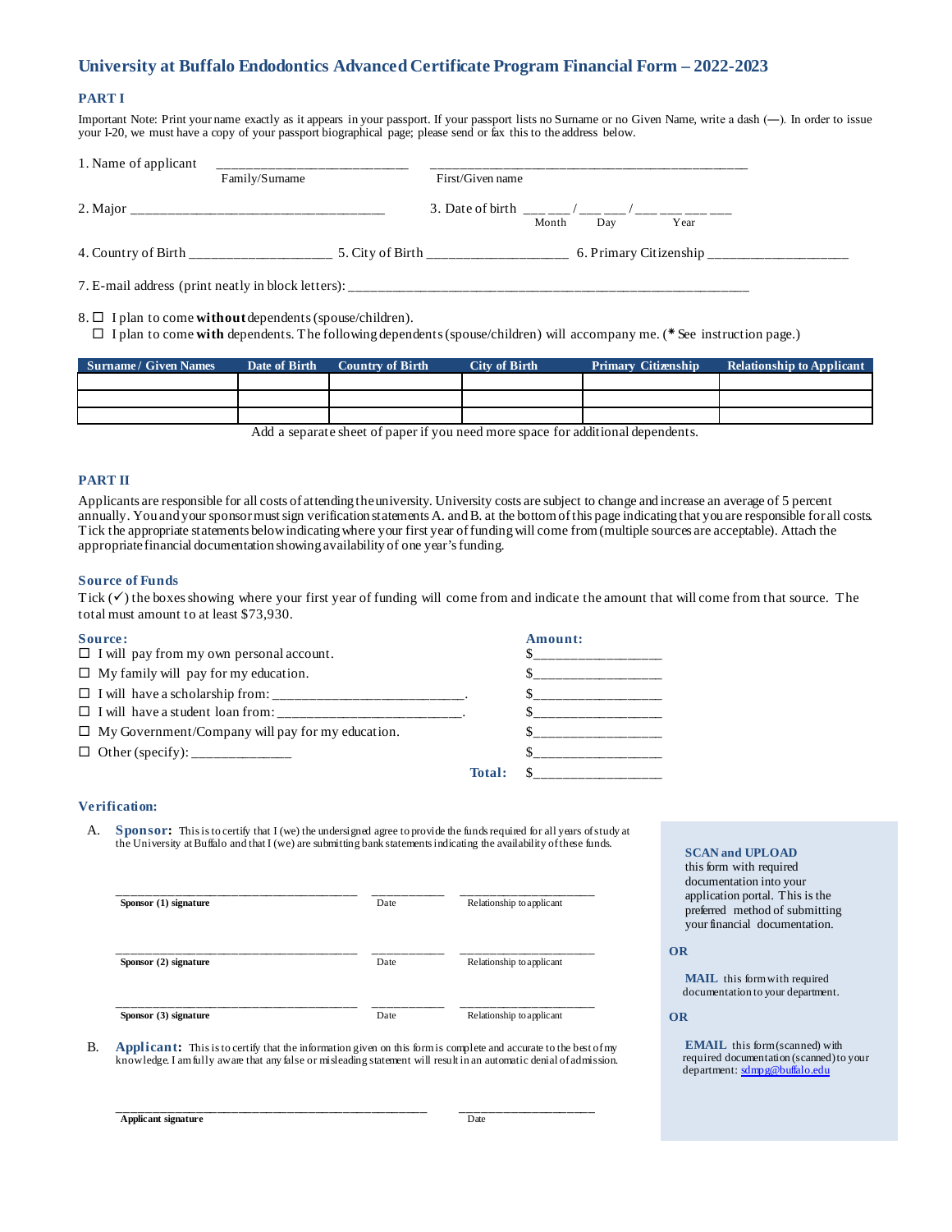# University at Buffalo Endodontics Advanced Certificate Program Financial Form – 2022-2023

## PART I

Important Note: Print your name exactly as it appears in your passport. If your passport lists no Surname or no Given Name, write a dash (—). In order to issue your I-20, we must have a copy of your passport biographical page; please send or fax this to the address below.

1. Name of applicant ___________________________ ____________________________________________
   Family/Surname First/Given name

2. Major ____________________________________ 3. Date of birth ___ ___ / ___ ___ / ___ ___ ___ ___
   Month Day Year

4. Country of Birth ____________________ 5. City of Birth ____________________ 6. Primary Citizenship ____________________

7. E-mail address (print neatly in block letters): ____________________________________________________________

8. ☐ I plan to come **without** dependents (spouse/children).
   ☐ I plan to come **with** dependents. The following dependents (spouse/children) will accompany me. (* See instruction page.)

| Surname / Given Names | Date of Birth | Country of Birth | City of Birth | Primary Citizenship | Relationship to Applicant |
|---|---|---|---|---|---|
| | | | | | |
| | | | | | |
| | | | | | |

Add a separate sheet of paper if you need more space for additional dependents.

## PART II

Applicants are responsible for all costs of attending the university. University costs are subject to change and increase an average of 5 percent annually. You and your sponsor must sign verification statements A. and B. at the bottom of this page indicating that you are responsible for all costs. Tick the appropriate statements below indicating where your first year of funding will come from (multiple sources are acceptable). Attach the appropriate financial documentation showing availability of one year's funding.

### Source of Funds

Tick (✓) the boxes showing where your first year of funding will come from and indicate the amount that will come from that source. The total must amount to at least $73,930.

| Source: | Amount: |
|---|---|
| ☐ I will pay from my own personal account. | $_________________ |
| ☐ My family will pay for my education. | $_________________ |
| ☐ I will have a scholarship from: __________________________. | $_________________ |
| ☐ I will have a student loan from: __________________________. | $_________________ |
| ☐ My Government/Company will pay for my education. | $_________________ |
| ☐ Other (specify): ______________ | $_________________ |
| **Total:** | $_________________ |

### Verification:

A. **Sponsor:** This is to certify that I (we) the undersigned agree to provide the funds required for all years of study at the University at Buffalo and that I (we) are submitting bank statements indicating the availability of these funds.

______________________________________ ___________ _____________________
**Sponsor (1) signature** Date Relationship to applicant

______________________________________ ___________ _____________________
**Sponsor (2) signature** Date Relationship to applicant

______________________________________ ___________ _____________________
**Sponsor (3) signature** Date Relationship to applicant

B. **Applicant:** This is to certify that the information given on this form is complete and accurate to the best of my knowledge. I am fully aware that any false or misleading statement will result in an automatic denial of admission.

_______________________________________________ _____________________
**Applicant signature** Date

**SCAN and UPLOAD** this form with required documentation into your application portal. This is the preferred method of submitting your financial documentation.

**OR**

**MAIL** this form with required documentation to your department.

**OR**

**EMAIL** this form (scanned) with required documentation (scanned) to your department: sdmpg@buffalo.edu